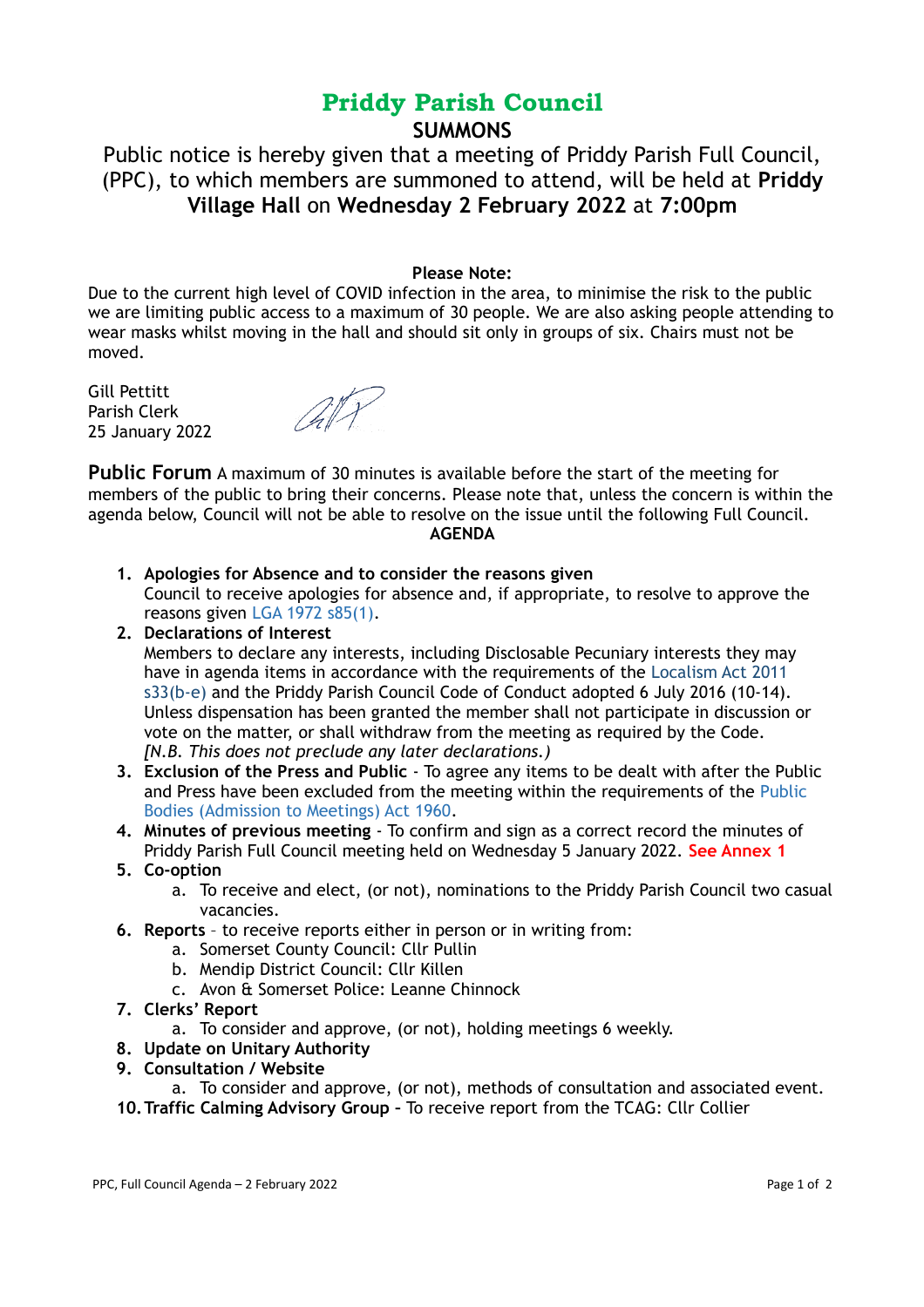# Priddy Parish Council

## SUMMONS

Public notice is hereby given that a meeting of Priddy Parish Full Council, (PPC), to which members are summoned to attend, will be held at **Priddy Village Hall** on **Wednesday 2 February 2022** at **7:00pm**

**Please Note:**

Due to the current high level of COVID infection in the area, to minimise the risk to the public we are limiting public access to a maximum of 30 people. We are also asking people attending to wear masks whilst moving in the hall and should sit only in groups of six. Chairs must not be moved.

Gill Pettitt
Parish Clerk
25 January 2022

**Public Forum** A maximum of 30 minutes is available before the start of the meeting for members of the public to bring their concerns. Please note that, unless the concern is within the agenda below, Council will not be able to resolve on the issue until the following Full Council.

**AGENDA**

1. **Apologies for Absence and to consider the reasons given**
   Council to receive apologies for absence and, if appropriate, to resolve to approve the reasons given LGA 1972 s85(1).
2. **Declarations of Interest**
   Members to declare any interests, including Disclosable Pecuniary interests they may have in agenda items in accordance with the requirements of the Localism Act 2011 s33(b-e) and the Priddy Parish Council Code of Conduct adopted 6 July 2016 (10-14). Unless dispensation has been granted the member shall not participate in discussion or vote on the matter, or shall withdraw from the meeting as required by the Code.
   *[N.B. This does not preclude any later declarations.)*
3. **Exclusion of the Press and Public** - To agree any items to be dealt with after the Public and Press have been excluded from the meeting within the requirements of the Public Bodies (Admission to Meetings) Act 1960.
4. **Minutes of previous meeting** - To confirm and sign as a correct record the minutes of Priddy Parish Full Council meeting held on Wednesday 5 January 2022. **See Annex 1**
5. **Co-option**
   a. To receive and elect, (or not), nominations to the Priddy Parish Council two casual vacancies.
6. **Reports** – to receive reports either in person or in writing from:
   a. Somerset County Council: Cllr Pullin
   b. Mendip District Council: Cllr Killen
   c. Avon & Somerset Police: Leanne Chinnock
7. **Clerks' Report**
   a. To consider and approve, (or not), holding meetings 6 weekly.
8. **Update on Unitary Authority**
9. **Consultation / Website**
   a. To consider and approve, (or not), methods of consultation and associated event.
10. **Traffic Calming Advisory Group -** To receive report from the TCAG: Cllr Collier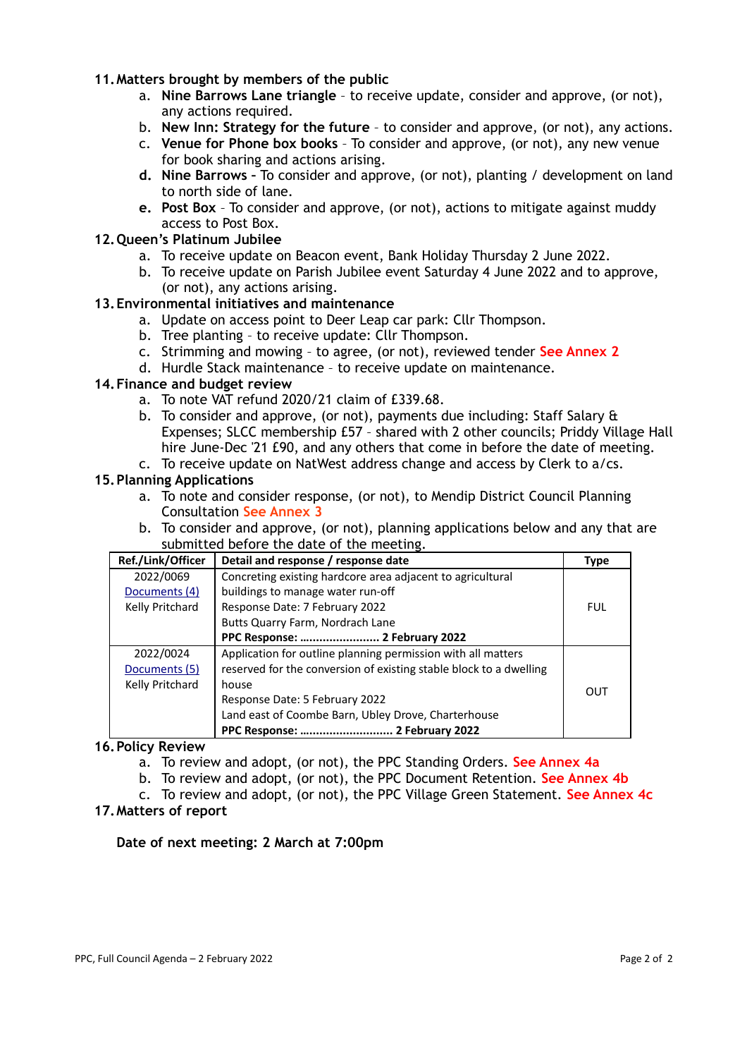11. **Matters brought by members of the public**
    a. **Nine Barrows Lane triangle** – to receive update, consider and approve, (or not), any actions required.
    b. **New Inn: Strategy for the future** – to consider and approve, (or not), any actions.
    c. **Venue for Phone box books** – To consider and approve, (or not), any new venue for book sharing and actions arising.
    d. **Nine Barrows -** To consider and approve, (or not), planting / development on land to north side of lane.
    e. **Post Box** – To consider and approve, (or not), actions to mitigate against muddy access to Post Box.
12. **Queen's Platinum Jubilee**
    a. To receive update on Beacon event, Bank Holiday Thursday 2 June 2022.
    b. To receive update on Parish Jubilee event Saturday 4 June 2022 and to approve, (or not), any actions arising.
13. **Environmental initiatives and maintenance**
    a. Update on access point to Deer Leap car park: Cllr Thompson.
    b. Tree planting – to receive update: Cllr Thompson.
    c. Strimming and mowing – to agree, (or not), reviewed tender **See Annex 2**
    d. Hurdle Stack maintenance – to receive update on maintenance.
14. **Finance and budget review**
    a. To note VAT refund 2020/21 claim of £339.68.
    b. To consider and approve, (or not), payments due including: Staff Salary & Expenses; SLCC membership £57 – shared with 2 other councils; Priddy Village Hall hire June-Dec '21 £90, and any others that come in before the date of meeting.
    c. To receive update on NatWest address change and access by Clerk to a/cs.
15. **Planning Applications**
    a. To note and consider response, (or not), to Mendip District Council Planning Consultation **See Annex 3**
    b. To consider and approve, (or not), planning applications below and any that are submitted before the date of the meeting.

| Ref./Link/Officer | Detail and response / response date | Type |
|---|---|---|
| 2022/0069<br>Documents (4)<br>Kelly Pritchard | Concreting existing hardcore area adjacent to agricultural buildings to manage water run-off<br>Response Date: 7 February 2022<br>Butts Quarry Farm, Nordrach Lane<br>**PPC Response: …………………… 2 February 2022** | FUL |
| 2022/0024<br>Documents (5)<br>Kelly Pritchard | Application for outline planning permission with all matters reserved for the conversion of existing stable block to a dwelling house<br>Response Date: 5 February 2022<br>Land east of Coombe Barn, Ubley Drove, Charterhouse<br>**PPC Response: ……………………… 2 February 2022** | OUT |

16. **Policy Review**
    a. To review and adopt, (or not), the PPC Standing Orders. **See Annex 4a**
    b. To review and adopt, (or not), the PPC Document Retention. **See Annex 4b**
    c. To review and adopt, (or not), the PPC Village Green Statement. **See Annex 4c**
17. **Matters of report**

**Date of next meeting: 2 March at 7:00pm**